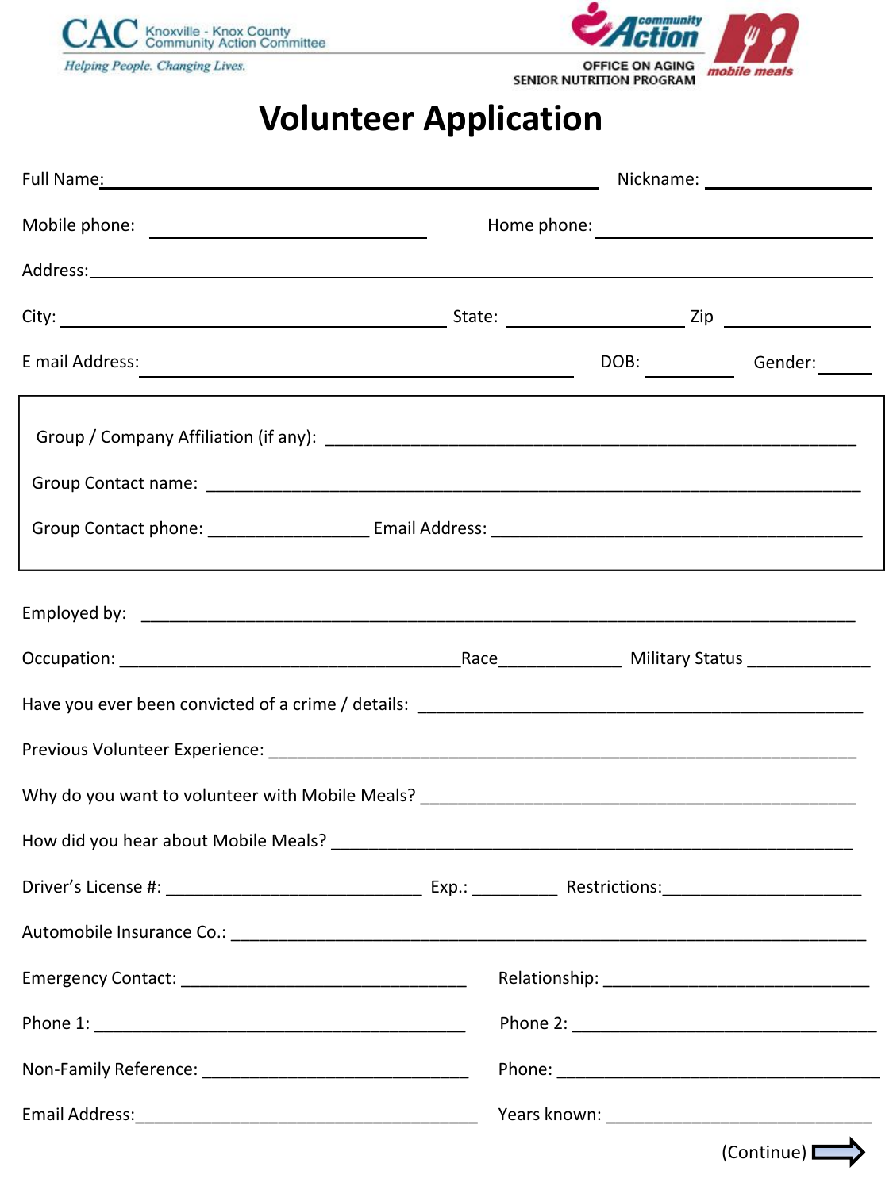CAC Knoxville - Knox County Community Action Committee

*Helping People. Changing Lives.*

community Action

OFFICE ON AGING
SENIOR NUTRITION PROGRAM

mobile meals

# Volunteer Application

Full Name: ______________________________ Nickname: ______________

Mobile phone: ______________________ Home phone: ______________________

Address: ____________________________________________________________

City: ______________________________ State: ______________ Zip ______________

E mail Address: ______________________________ DOB: __________ Gender: ______

---

Group / Company Affiliation (if any): ______________________________________________

Group Contact name: ______________________________________________________

Group Contact phone: _________________ Email Address: ________________________________

---

Employed by: ______________________________________________________________

Occupation: _____________________________________Race_____________ Military Status _____________

Have you ever been convicted of a crime / details: ______________________________________________

Previous Volunteer Experience: _______________________________________________________________

Why do you want to volunteer with Mobile Meals? _____________________________________________

How did you hear about Mobile Meals? ______________________________________________________

Driver's License #: ___________________________ Exp.: _________ Restrictions:____________________

Automobile Insurance Co.: _________________________________________________________________

Emergency Contact: ______________________________ Relationship: ____________________________

Phone 1: ________________________________________ Phone 2: ________________________________

Non-Family Reference: ____________________________ Phone: __________________________________

Email Address:_____________________________________ Years known: ____________________________

(Continue) ⇨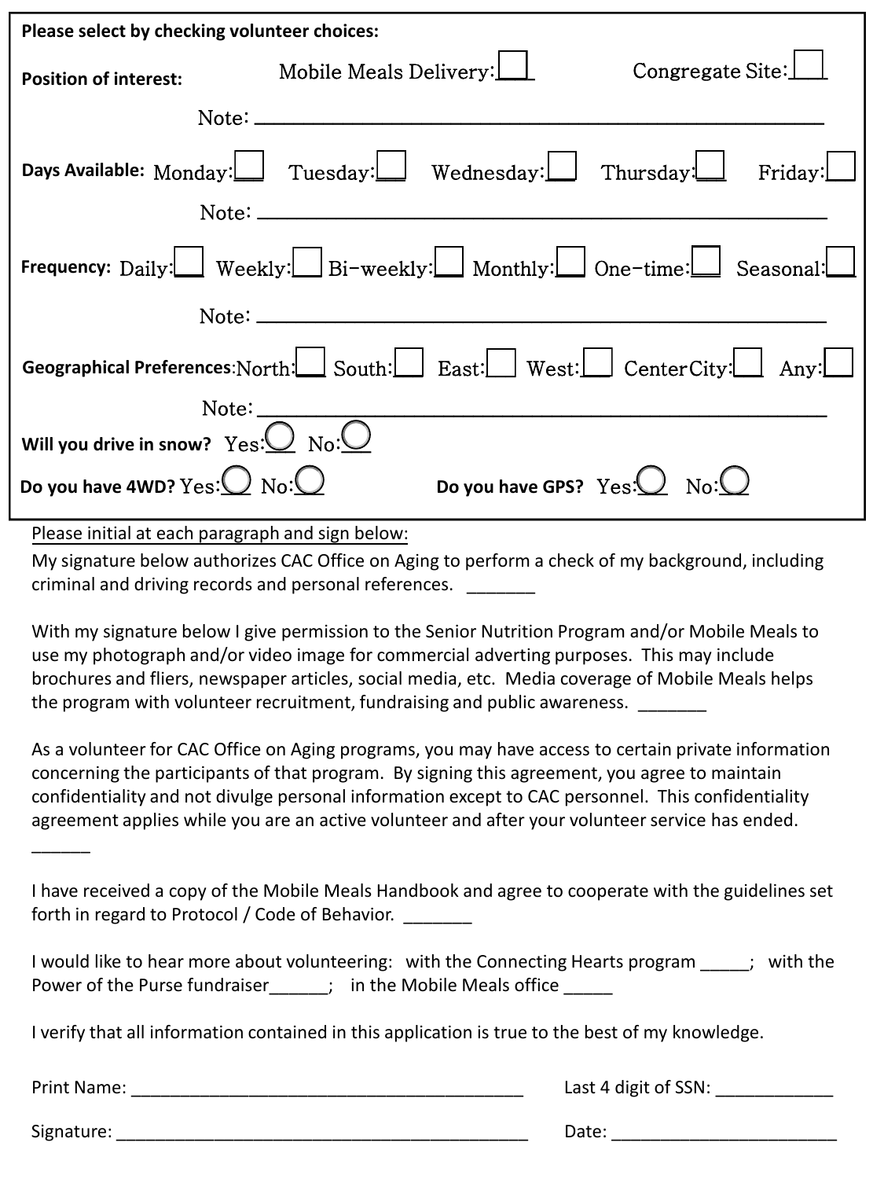**Please select by checking volunteer choices:**

**Position of interest:** Mobile Meals Delivery: ☐ Congregate Site: ☐

Note: ____________________________________________________________

**Days Available:** Monday: ☐ Tuesday: ☐ Wednesday: ☐ Thursday: ☐ Friday: ☐

Note: ____________________________________________________________

**Frequency:** Daily: ☐ Weekly: ☐ Bi-weekly: ☐ Monthly: ☐ One-time: ☐ Seasonal: ☐

Note: ____________________________________________________________

**Geographical Preferences:** North: ☐ South: ☐ East: ☐ West: ☐ CenterCity: ☐ Any: ☐

Note: ____________________________________________________________

**Will you drive in snow?** Yes: ○ No: ○

**Do you have 4WD?** Yes: ○ No: ○ **Do you have GPS?** Yes: ○ No: ○

Please initial at each paragraph and sign below:

My signature below authorizes CAC Office on Aging to perform a check of my background, including criminal and driving records and personal references. _______

With my signature below I give permission to the Senior Nutrition Program and/or Mobile Meals to use my photograph and/or video image for commercial adverting purposes. This may include brochures and fliers, newspaper articles, social media, etc. Media coverage of Mobile Meals helps the program with volunteer recruitment, fundraising and public awareness. _______

As a volunteer for CAC Office on Aging programs, you may have access to certain private information concerning the participants of that program. By signing this agreement, you agree to maintain confidentiality and not divulge personal information except to CAC personnel. This confidentiality agreement applies while you are an active volunteer and after your volunteer service has ended. ______

I have received a copy of the Mobile Meals Handbook and agree to cooperate with the guidelines set forth in regard to Protocol / Code of Behavior. _______

I would like to hear more about volunteering: with the Connecting Hearts program _____; with the Power of the Purse fundraiser______; in the Mobile Meals office _____

I verify that all information contained in this application is true to the best of my knowledge.

Print Name: _________________________________________ Last 4 digit of SSN: ____________

Signature: ___________________________________________ Date: ________________________